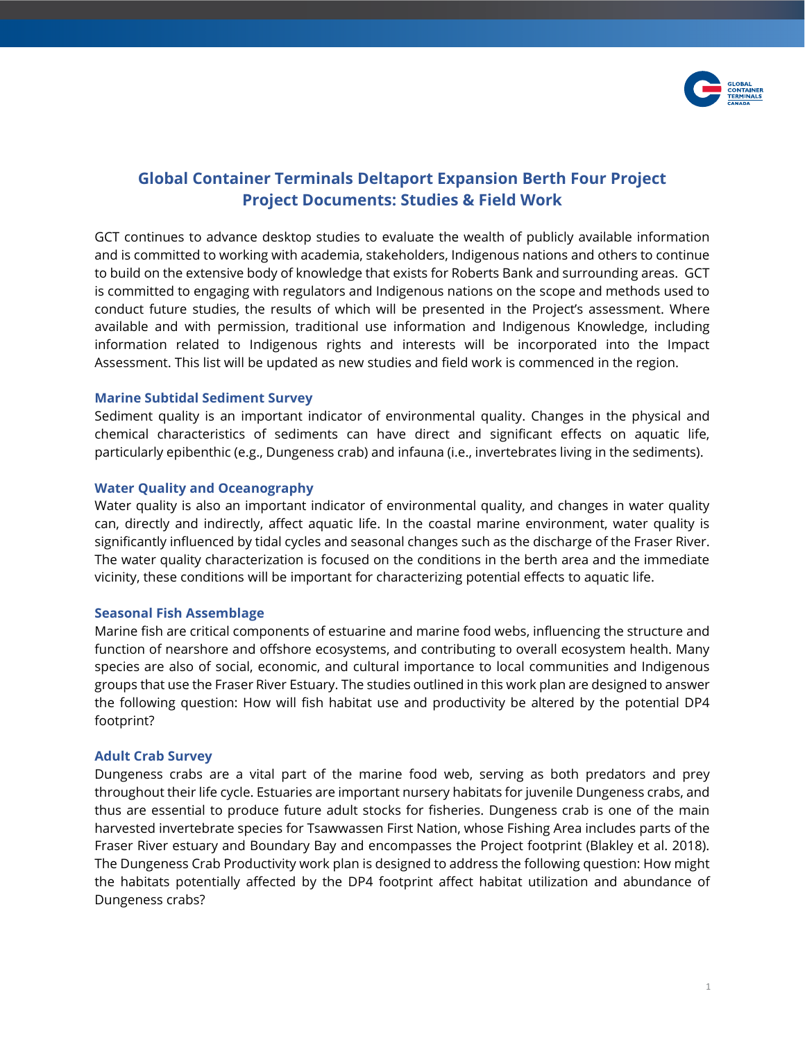# Global Container Terminals Deltaport Expansion Berth Four Project
# Project Documents: Studies & Field Work

GCT continues to advance desktop studies to evaluate the wealth of publicly available information and is committed to working with academia, stakeholders, Indigenous nations and others to continue to build on the extensive body of knowledge that exists for Roberts Bank and surrounding areas. GCT is committed to engaging with regulators and Indigenous nations on the scope and methods used to conduct future studies, the results of which will be presented in the Project's assessment. Where available and with permission, traditional use information and Indigenous Knowledge, including information related to Indigenous rights and interests will be incorporated into the Impact Assessment. This list will be updated as new studies and field work is commenced in the region.

## Marine Subtidal Sediment Survey

Sediment quality is an important indicator of environmental quality. Changes in the physical and chemical characteristics of sediments can have direct and significant effects on aquatic life, particularly epibenthic (e.g., Dungeness crab) and infauna (i.e., invertebrates living in the sediments).

## Water Quality and Oceanography

Water quality is also an important indicator of environmental quality, and changes in water quality can, directly and indirectly, affect aquatic life. In the coastal marine environment, water quality is significantly influenced by tidal cycles and seasonal changes such as the discharge of the Fraser River. The water quality characterization is focused on the conditions in the berth area and the immediate vicinity, these conditions will be important for characterizing potential effects to aquatic life.

## Seasonal Fish Assemblage

Marine fish are critical components of estuarine and marine food webs, influencing the structure and function of nearshore and offshore ecosystems, and contributing to overall ecosystem health. Many species are also of social, economic, and cultural importance to local communities and Indigenous groups that use the Fraser River Estuary. The studies outlined in this work plan are designed to answer the following question: How will fish habitat use and productivity be altered by the potential DP4 footprint?

## Adult Crab Survey

Dungeness crabs are a vital part of the marine food web, serving as both predators and prey throughout their life cycle. Estuaries are important nursery habitats for juvenile Dungeness crabs, and thus are essential to produce future adult stocks for fisheries. Dungeness crab is one of the main harvested invertebrate species for Tsawwassen First Nation, whose Fishing Area includes parts of the Fraser River estuary and Boundary Bay and encompasses the Project footprint (Blakley et al. 2018). The Dungeness Crab Productivity work plan is designed to address the following question: How might the habitats potentially affected by the DP4 footprint affect habitat utilization and abundance of Dungeness crabs?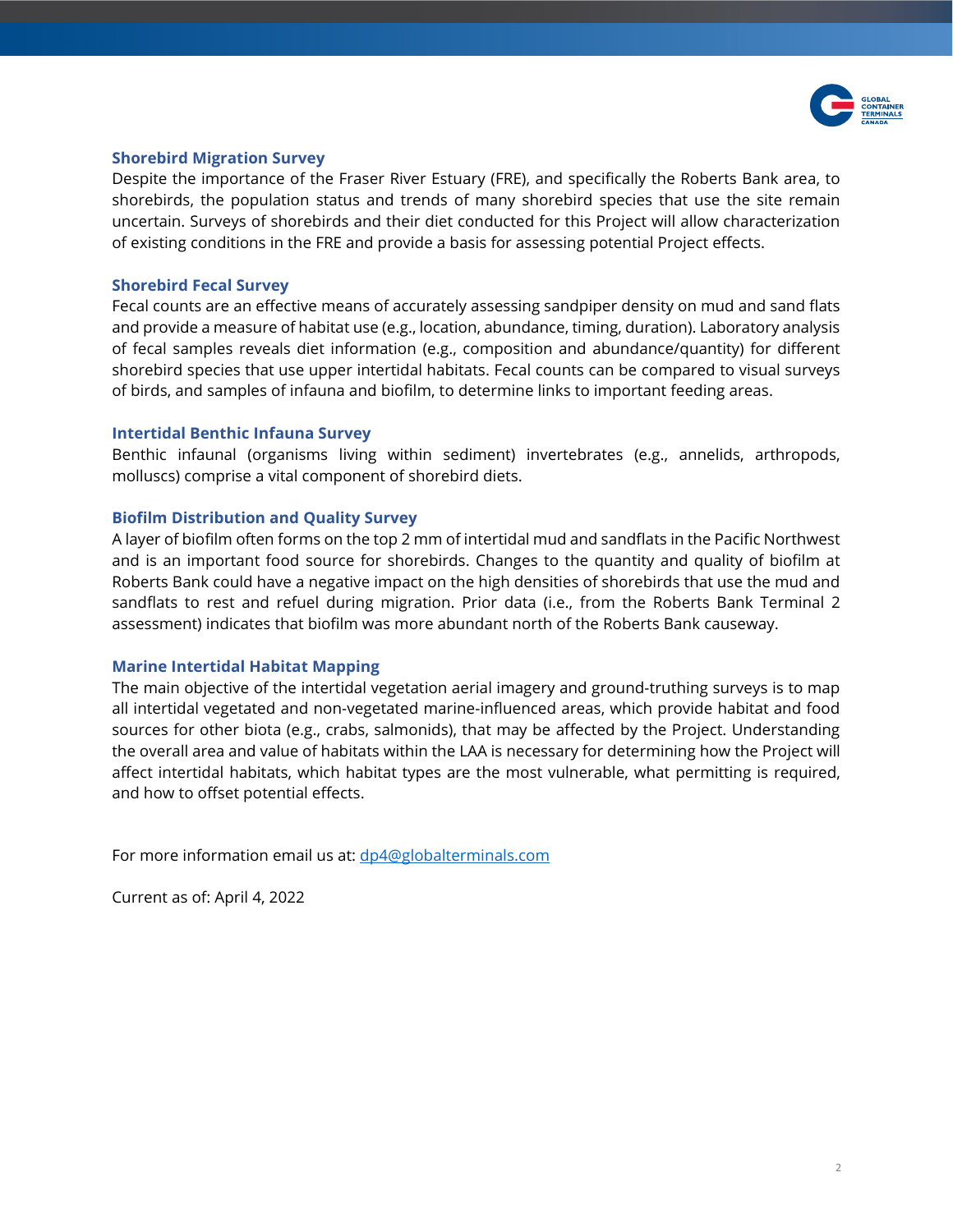### Shorebird Migration Survey

Despite the importance of the Fraser River Estuary (FRE), and specifically the Roberts Bank area, to shorebirds, the population status and trends of many shorebird species that use the site remain uncertain. Surveys of shorebirds and their diet conducted for this Project will allow characterization of existing conditions in the FRE and provide a basis for assessing potential Project effects.

### Shorebird Fecal Survey

Fecal counts are an effective means of accurately assessing sandpiper density on mud and sand flats and provide a measure of habitat use (e.g., location, abundance, timing, duration). Laboratory analysis of fecal samples reveals diet information (e.g., composition and abundance/quantity) for different shorebird species that use upper intertidal habitats. Fecal counts can be compared to visual surveys of birds, and samples of infauna and biofilm, to determine links to important feeding areas.

### Intertidal Benthic Infauna Survey

Benthic infaunal (organisms living within sediment) invertebrates (e.g., annelids, arthropods, molluscs) comprise a vital component of shorebird diets.

### Biofilm Distribution and Quality Survey

A layer of biofilm often forms on the top 2 mm of intertidal mud and sandflats in the Pacific Northwest and is an important food source for shorebirds. Changes to the quantity and quality of biofilm at Roberts Bank could have a negative impact on the high densities of shorebirds that use the mud and sandflats to rest and refuel during migration. Prior data (i.e., from the Roberts Bank Terminal 2 assessment) indicates that biofilm was more abundant north of the Roberts Bank causeway.

### Marine Intertidal Habitat Mapping

The main objective of the intertidal vegetation aerial imagery and ground-truthing surveys is to map all intertidal vegetated and non-vegetated marine-influenced areas, which provide habitat and food sources for other biota (e.g., crabs, salmonids), that may be affected by the Project. Understanding the overall area and value of habitats within the LAA is necessary for determining how the Project will affect intertidal habitats, which habitat types are the most vulnerable, what permitting is required, and how to offset potential effects.

For more information email us at: [dp4@globalterminals.com](mailto:dp4@globalterminals.com)

Current as of: April 4, 2022